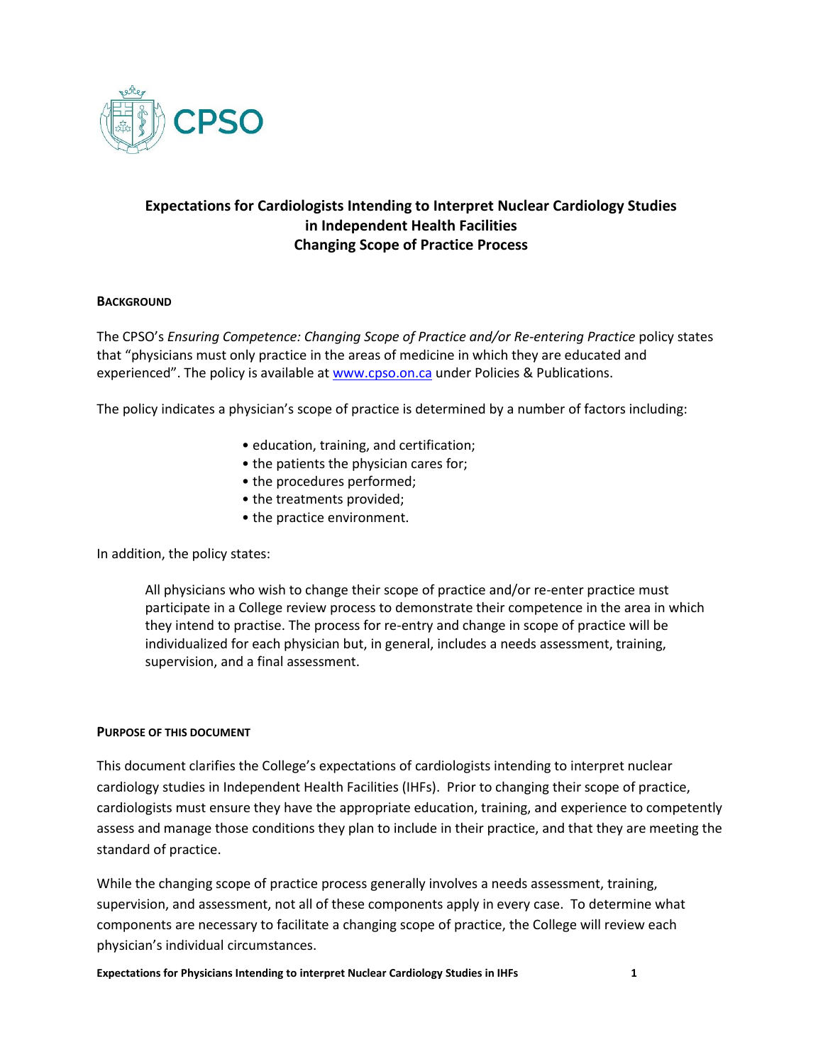# Expectations for Cardiologists Intending to Interpret Nuclear Cardiology Studies in Independent Health Facilities
# Changing Scope of Practice Process

## Background

The CPSO's *Ensuring Competence: Changing Scope of Practice and/or Re-entering Practice* policy states that "physicians must only practice in the areas of medicine in which they are educated and experienced". The policy is available at www.cpso.on.ca under Policies & Publications.

The policy indicates a physician's scope of practice is determined by a number of factors including:

- education, training, and certification;
- the patients the physician cares for;
- the procedures performed;
- the treatments provided;
- the practice environment.

In addition, the policy states:

> All physicians who wish to change their scope of practice and/or re-enter practice must participate in a College review process to demonstrate their competence in the area in which they intend to practise. The process for re-entry and change in scope of practice will be individualized for each physician but, in general, includes a needs assessment, training, supervision, and a final assessment.

## Purpose of this Document

This document clarifies the College's expectations of cardiologists intending to interpret nuclear cardiology studies in Independent Health Facilities (IHFs). Prior to changing their scope of practice, cardiologists must ensure they have the appropriate education, training, and experience to competently assess and manage those conditions they plan to include in their practice, and that they are meeting the standard of practice.

While the changing scope of practice process generally involves a needs assessment, training, supervision, and assessment, not all of these components apply in every case. To determine what components are necessary to facilitate a changing scope of practice, the College will review each physician's individual circumstances.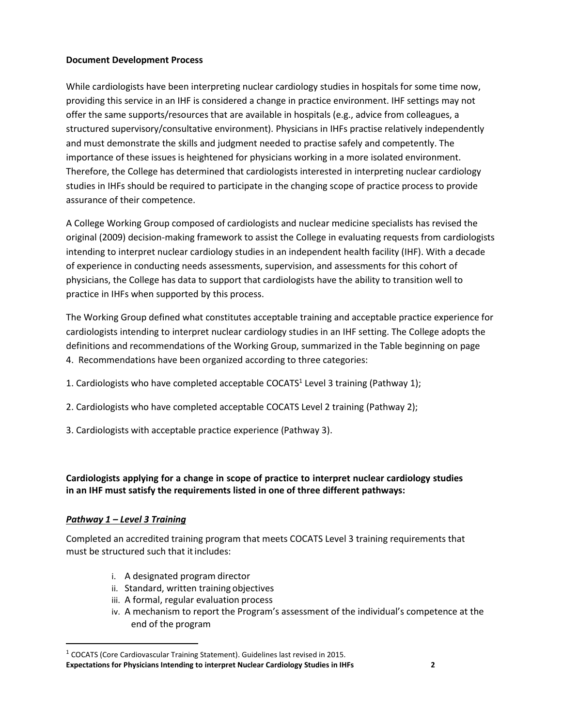**Document Development Process**

While cardiologists have been interpreting nuclear cardiology studies in hospitals for some time now, providing this service in an IHF is considered a change in practice environment. IHF settings may not offer the same supports/resources that are available in hospitals (e.g., advice from colleagues, a structured supervisory/consultative environment). Physicians in IHFs practise relatively independently and must demonstrate the skills and judgment needed to practise safely and competently. The importance of these issues is heightened for physicians working in a more isolated environment. Therefore, the College has determined that cardiologists interested in interpreting nuclear cardiology studies in IHFs should be required to participate in the changing scope of practice process to provide assurance of their competence.

A College Working Group composed of cardiologists and nuclear medicine specialists has revised the original (2009) decision-making framework to assist the College in evaluating requests from cardiologists intending to interpret nuclear cardiology studies in an independent health facility (IHF). With a decade of experience in conducting needs assessments, supervision, and assessments for this cohort of physicians, the College has data to support that cardiologists have the ability to transition well to practice in IHFs when supported by this process.

The Working Group defined what constitutes acceptable training and acceptable practice experience for cardiologists intending to interpret nuclear cardiology studies in an IHF setting. The College adopts the definitions and recommendations of the Working Group, summarized in the Table beginning on page 4. Recommendations have been organized according to three categories:

1. Cardiologists who have completed acceptable COCATS[1] Level 3 training (Pathway 1);

2. Cardiologists who have completed acceptable COCATS Level 2 training (Pathway 2);

3. Cardiologists with acceptable practice experience (Pathway 3).

**Cardiologists applying for a change in scope of practice to interpret nuclear cardiology studies in an IHF must satisfy the requirements listed in one of three different pathways:**

***Pathway 1 – Level 3 Training***

Completed an accredited training program that meets COCATS Level 3 training requirements that must be structured such that it includes:

i. A designated program director
ii. Standard, written training objectives
iii. A formal, regular evaluation process
iv. A mechanism to report the Program's assessment of the individual's competence at the end of the program

[1] COCATS (Core Cardiovascular Training Statement). Guidelines last revised in 2015.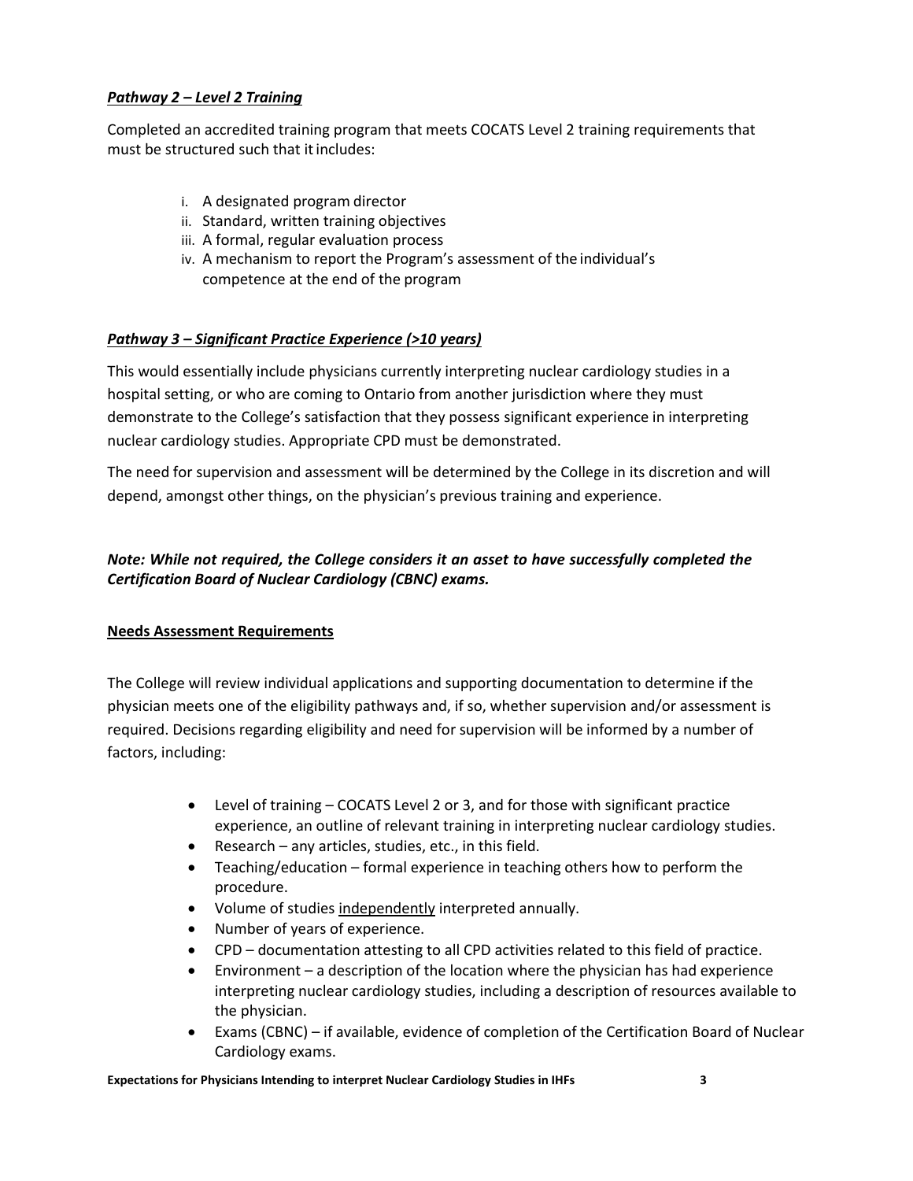***Pathway 2 – Level 2 Training***

Completed an accredited training program that meets COCATS Level 2 training requirements that must be structured such that it includes:

i. A designated program director
ii. Standard, written training objectives
iii. A formal, regular evaluation process
iv. A mechanism to report the Program's assessment of the individual's competence at the end of the program

***Pathway 3 – Significant Practice Experience (>10 years)***

This would essentially include physicians currently interpreting nuclear cardiology studies in a hospital setting, or who are coming to Ontario from another jurisdiction where they must demonstrate to the College's satisfaction that they possess significant experience in interpreting nuclear cardiology studies. Appropriate CPD must be demonstrated.

The need for supervision and assessment will be determined by the College in its discretion and will depend, amongst other things, on the physician's previous training and experience.

***Note: While not required, the College considers it an asset to have successfully completed the Certification Board of Nuclear Cardiology (CBNC) exams.***

**Needs Assessment Requirements**

The College will review individual applications and supporting documentation to determine if the physician meets one of the eligibility pathways and, if so, whether supervision and/or assessment is required. Decisions regarding eligibility and need for supervision will be informed by a number of factors, including:

- Level of training – COCATS Level 2 or 3, and for those with significant practice experience, an outline of relevant training in interpreting nuclear cardiology studies.
- Research – any articles, studies, etc., in this field.
- Teaching/education – formal experience in teaching others how to perform the procedure.
- Volume of studies independently interpreted annually.
- Number of years of experience.
- CPD – documentation attesting to all CPD activities related to this field of practice.
- Environment – a description of the location where the physician has had experience interpreting nuclear cardiology studies, including a description of resources available to the physician.
- Exams (CBNC) – if available, evidence of completion of the Certification Board of Nuclear Cardiology exams.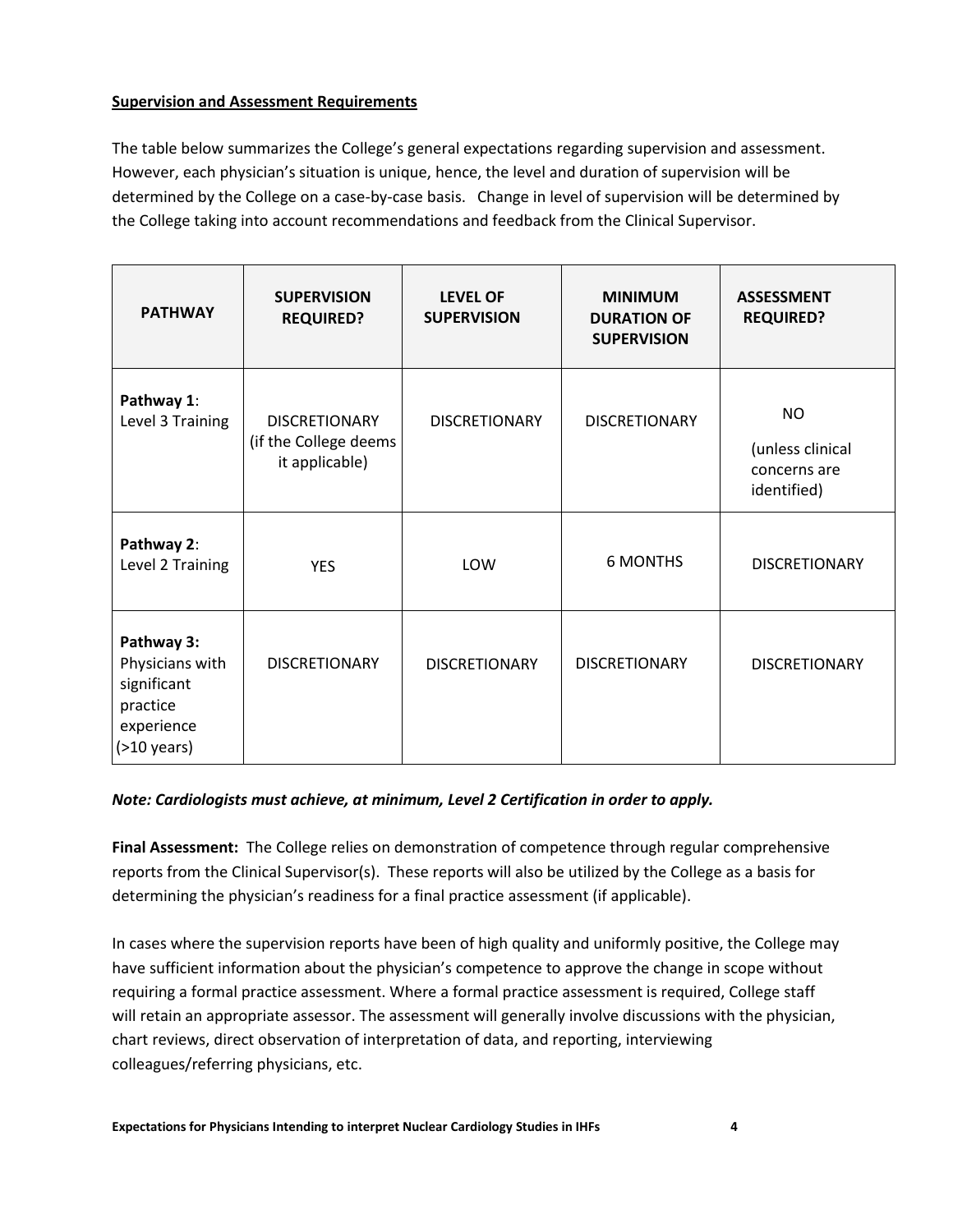**Supervision and Assessment Requirements**

The table below summarizes the College's general expectations regarding supervision and assessment. However, each physician's situation is unique, hence, the level and duration of supervision will be determined by the College on a case-by-case basis. Change in level of supervision will be determined by the College taking into account recommendations and feedback from the Clinical Supervisor.

| PATHWAY | SUPERVISION REQUIRED? | LEVEL OF SUPERVISION | MINIMUM DURATION OF SUPERVISION | ASSESSMENT REQUIRED? |
|---|---|---|---|---|
| **Pathway 1**: Level 3 Training | DISCRETIONARY (if the College deems it applicable) | DISCRETIONARY | DISCRETIONARY | NO (unless clinical concerns are identified) |
| **Pathway 2**: Level 2 Training | YES | LOW | 6 MONTHS | DISCRETIONARY |
| **Pathway 3:** Physicians with significant practice experience (>10 years) | DISCRETIONARY | DISCRETIONARY | DISCRETIONARY | DISCRETIONARY |

***Note: Cardiologists must achieve, at minimum, Level 2 Certification in order to apply.***

**Final Assessment:** The College relies on demonstration of competence through regular comprehensive reports from the Clinical Supervisor(s). These reports will also be utilized by the College as a basis for determining the physician's readiness for a final practice assessment (if applicable).

In cases where the supervision reports have been of high quality and uniformly positive, the College may have sufficient information about the physician's competence to approve the change in scope without requiring a formal practice assessment. Where a formal practice assessment is required, College staff will retain an appropriate assessor. The assessment will generally involve discussions with the physician, chart reviews, direct observation of interpretation of data, and reporting, interviewing colleagues/referring physicians, etc.